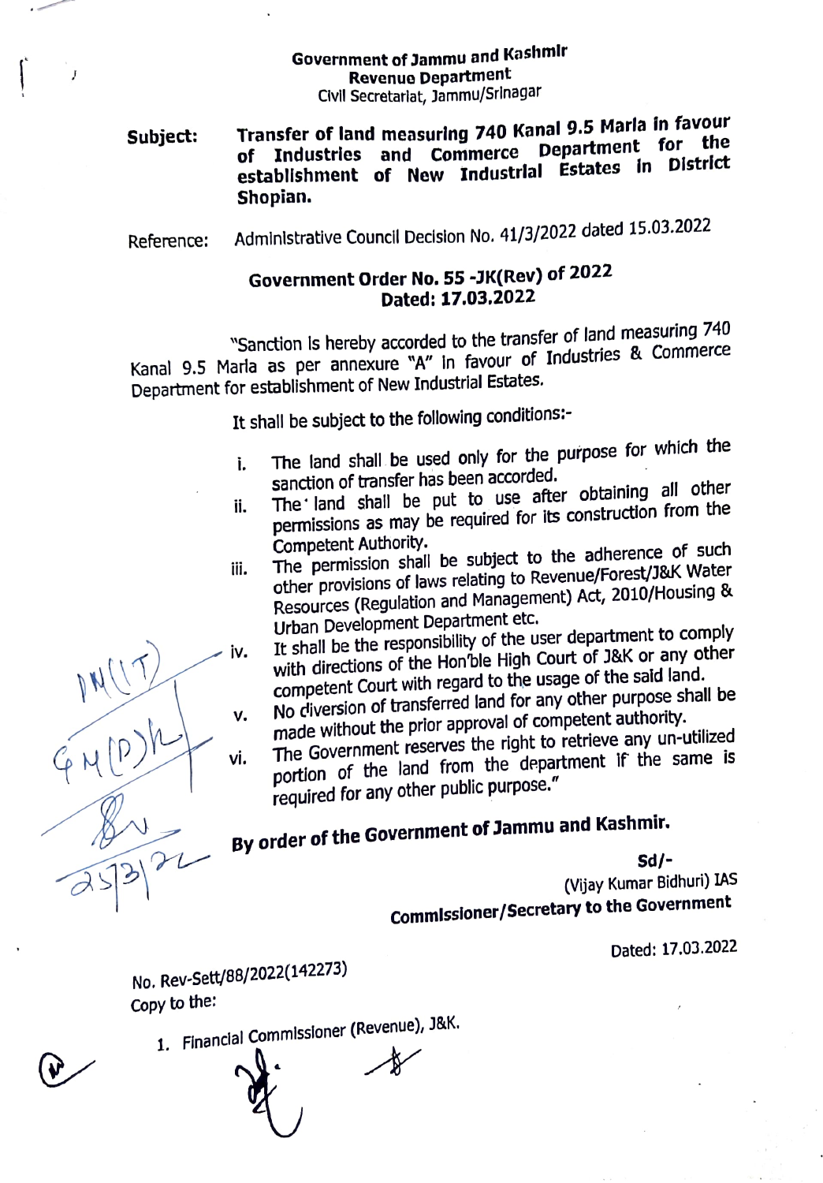**Government of Jammu and Kashmir**
**Revenue Department**
Civil Secretariat, Jammu/Srinagar

**Subject:** **Transfer of land measuring 740 Kanal 9.5 Marla in favour of Industries and Commerce Department for the establishment of New Industrial Estates in District Shopian.**

Reference: Administrative Council Decision No. 41/3/2022 dated 15.03.2022

**Government Order No. 55 -JK(Rev) of 2022**
**Dated: 17.03.2022**

"Sanction is hereby accorded to the transfer of land measuring 740 Kanal 9.5 Marla as per annexure "A" in favour of Industries & Commerce Department for establishment of New Industrial Estates.

It shall be subject to the following conditions:-

i. The land shall be used only for the purpose for which the sanction of transfer has been accorded.
ii. The land shall be put to use after obtaining all other permissions as may be required for its construction from the Competent Authority.
iii. The permission shall be subject to the adherence of such other provisions of laws relating to Revenue/Forest/J&K Water Resources (Regulation and Management) Act, 2010/Housing & Urban Development Department etc.
iv. It shall be the responsibility of the user department to comply with directions of the Hon'ble High Court of J&K or any other competent Court with regard to the usage of the said land.
v. No diversion of transferred land for any other purpose shall be made without the prior approval of competent authority.
vi. The Government reserves the right to retrieve any un-utilized portion of the land from the department if the same is required for any other public purpose."

**By order of the Government of Jammu and Kashmir.**

**Sd/-**
(Vijay Kumar Bidhuri) IAS
**Commissioner/Secretary to the Government**

Dated: 17.03.2022

No. Rev-Sett/88/2022(142273)
Copy to the:

1. Financial Commissioner (Revenue), J&K.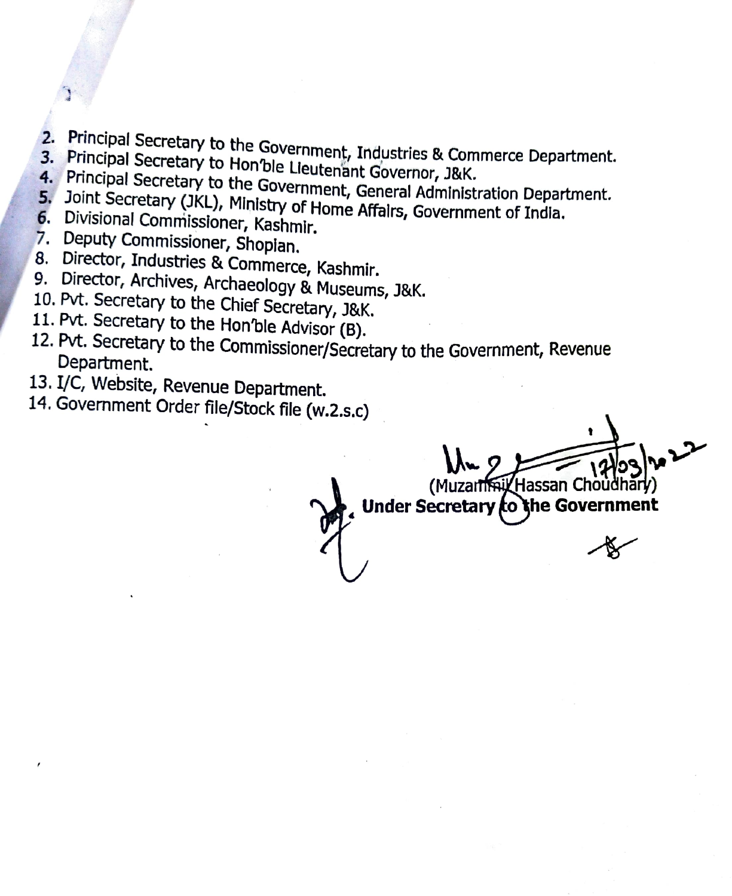2. Principal Secretary to the Government, Industries & Commerce Department.
3. Principal Secretary to Hon'ble Lieutenant Governor, J&K.
4. Principal Secretary to the Government, General Administration Department.
5. Joint Secretary (JKL), Ministry of Home Affairs, Government of India.
6. Divisional Commissioner, Kashmir.
7. Deputy Commissioner, Shopian.
8. Director, Industries & Commerce, Kashmir.
9. Director, Archives, Archaeology & Museums, J&K.
10. Pvt. Secretary to the Chief Secretary, J&K.
11. Pvt. Secretary to the Hon'ble Advisor (B).
12. Pvt. Secretary to the Commissioner/Secretary to the Government, Revenue Department.
13. I/C, Website, Revenue Department.
14. Government Order file/Stock file (w.2.s.c)

17/03/2022

(Muzammil Hassan Choudhary)
**Under Secretary to the Government**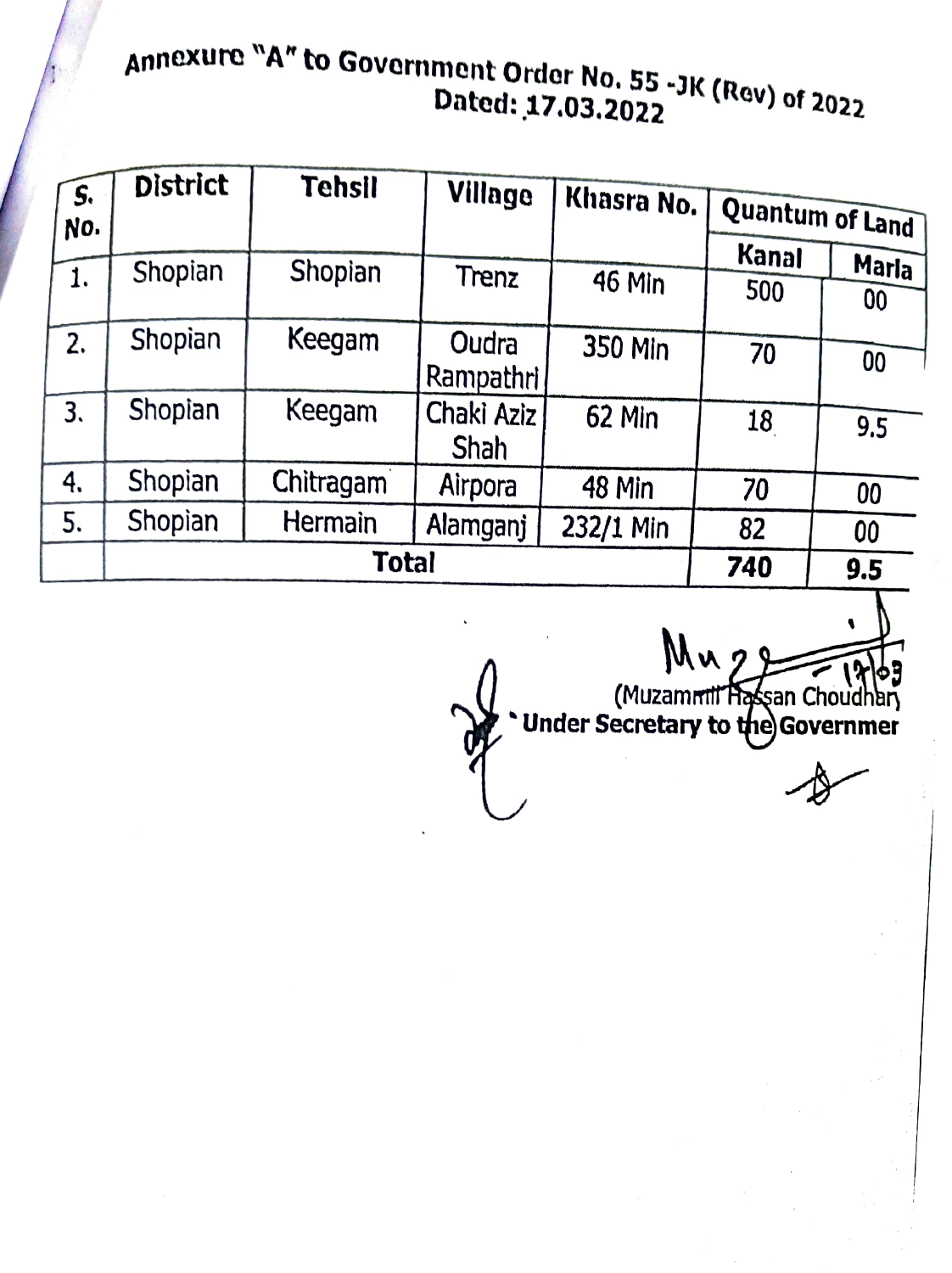**Annexure "A" to Government Order No. 55 -JK (Rev) of 2022**
**Dated: 17.03.2022**

| S. No. | District | Tehsil | Village | Khasra No. | Quantum of Land | |
|---|---|---|---|---|---|---|
| | | | | | Kanal | Marla |
| 1. | Shopian | Shopian | Trenz | 46 Min | 500 | 00 |
| 2. | Shopian | Keegam | Oudra Rampathri | 350 Min | 70 | 00 |
| 3. | Shopian | Keegam | Chaki Aziz Shah | 62 Min | 18 | 9.5 |
| 4. | Shopian | Chitragam | Airpora | 48 Min | 70 | 00 |
| 5. | Shopian | Hermain | Alamganj | 232/1 Min | 82 | 00 |
| | **Total** | | | | **740** | **9.5** |

(Muzammil Hassan Choudhary)
Under Secretary to the Government